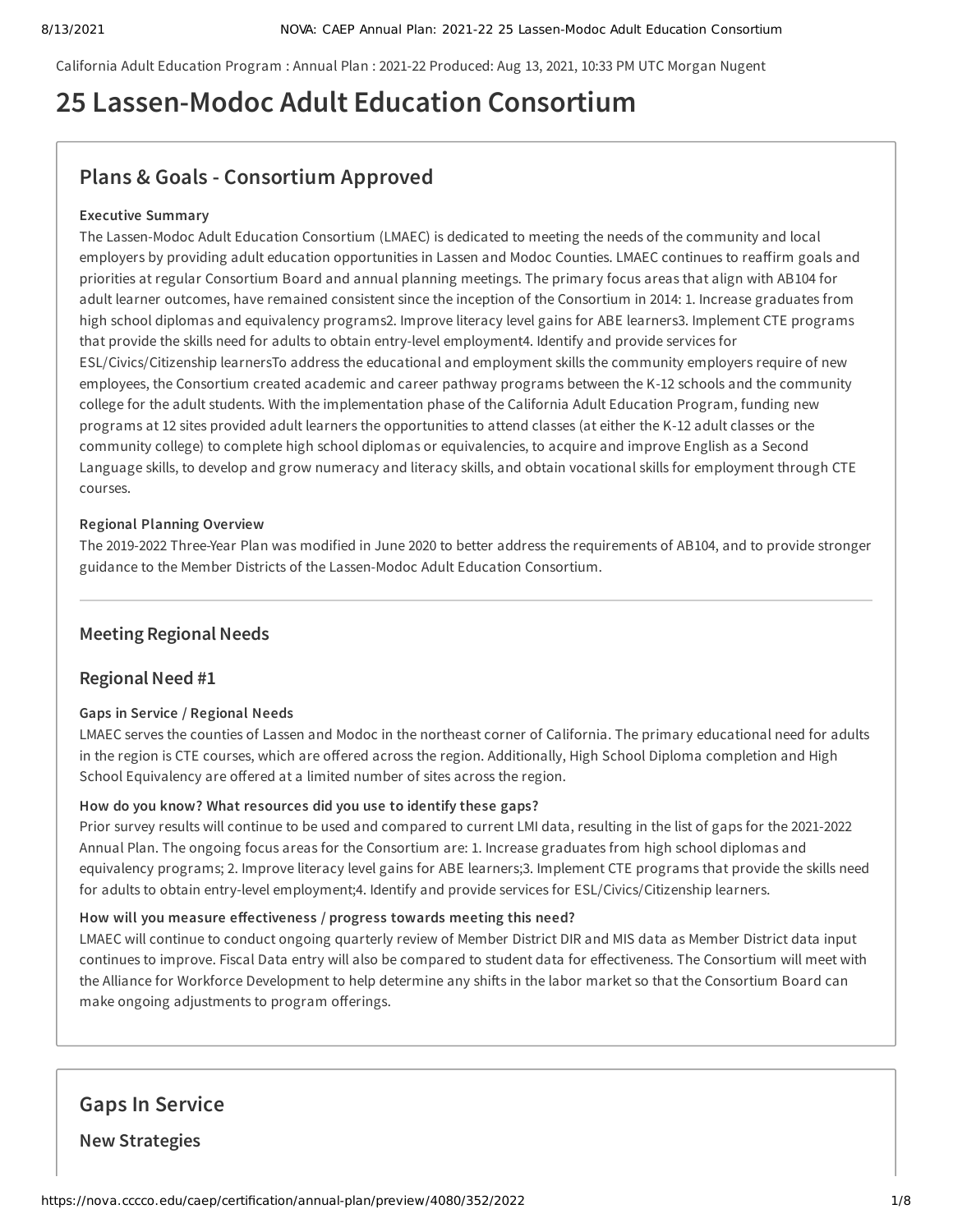California Adult Education Program : Annual Plan : 2021-22 Produced: Aug 13, 2021, 10:33 PM UTC Morgan Nugent

# 25 Lassen-Modoc Adult Education Consortium

## Plans & Goals - Consortium Approved

**Executive Summary**

The Lassen-Modoc Adult Education Consortium (LMAEC) is dedicated to meeting the needs of the community and local employers by providing adult education opportunities in Lassen and Modoc Counties. LMAEC continues to reaffirm goals and priorities at regular Consortium Board and annual planning meetings. The primary focus areas that align with AB104 for adult learner outcomes, have remained consistent since the inception of the Consortium in 2014: 1. Increase graduates from high school diplomas and equivalency programs2. Improve literacy level gains for ABE learners3. Implement CTE programs that provide the skills need for adults to obtain entry-level employment4. Identify and provide services for ESL/Civics/Citizenship learnersTo address the educational and employment skills the community employers require of new employees, the Consortium created academic and career pathway programs between the K-12 schools and the community college for the adult students. With the implementation phase of the California Adult Education Program, funding new programs at 12 sites provided adult learners the opportunities to attend classes (at either the K-12 adult classes or the community college) to complete high school diplomas or equivalencies, to acquire and improve English as a Second Language skills, to develop and grow numeracy and literacy skills, and obtain vocational skills for employment through CTE courses.

**Regional Planning Overview**

The 2019-2022 Three-Year Plan was modified in June 2020 to better address the requirements of AB104, and to provide stronger guidance to the Member Districts of the Lassen-Modoc Adult Education Consortium.

---

### Meeting Regional Needs

### Regional Need #1

**Gaps in Service / Regional Needs**

LMAEC serves the counties of Lassen and Modoc in the northeast corner of California. The primary educational need for adults in the region is CTE courses, which are offered across the region. Additionally, High School Diploma completion and High School Equivalency are offered at a limited number of sites across the region.

**How do you know? What resources did you use to identify these gaps?**

Prior survey results will continue to be used and compared to current LMI data, resulting in the list of gaps for the 2021-2022 Annual Plan. The ongoing focus areas for the Consortium are: 1. Increase graduates from high school diplomas and equivalency programs; 2. Improve literacy level gains for ABE learners;3. Implement CTE programs that provide the skills need for adults to obtain entry-level employment;4. Identify and provide services for ESL/Civics/Citizenship learners.

**How will you measure effectiveness / progress towards meeting this need?**

LMAEC will continue to conduct ongoing quarterly review of Member District DIR and MIS data as Member District data input continues to improve. Fiscal Data entry will also be compared to student data for effectiveness. The Consortium will meet with the Alliance for Workforce Development to help determine any shifts in the labor market so that the Consortium Board can make ongoing adjustments to program offerings.

## Gaps In Service

### New Strategies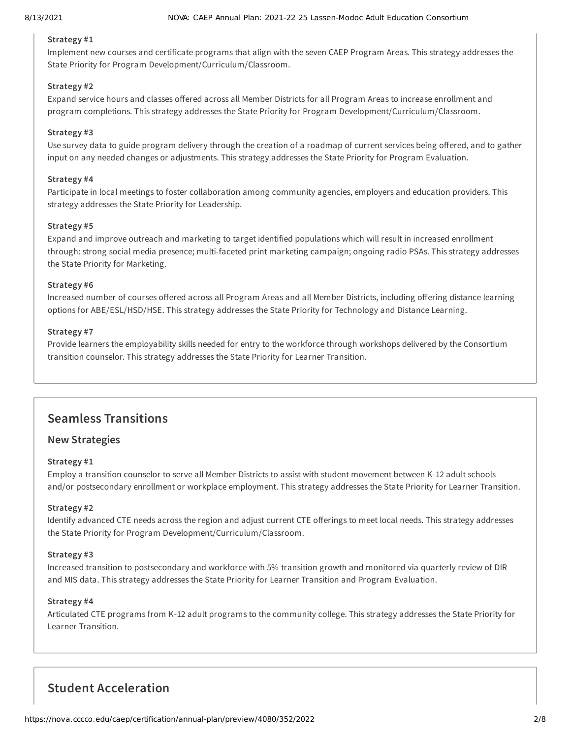**Strategy #1**

Implement new courses and certificate programs that align with the seven CAEP Program Areas. This strategy addresses the State Priority for Program Development/Curriculum/Classroom.

**Strategy #2**

Expand service hours and classes offered across all Member Districts for all Program Areas to increase enrollment and program completions. This strategy addresses the State Priority for Program Development/Curriculum/Classroom.

**Strategy #3**

Use survey data to guide program delivery through the creation of a roadmap of current services being offered, and to gather input on any needed changes or adjustments. This strategy addresses the State Priority for Program Evaluation.

**Strategy #4**

Participate in local meetings to foster collaboration among community agencies, employers and education providers. This strategy addresses the State Priority for Leadership.

**Strategy #5**

Expand and improve outreach and marketing to target identified populations which will result in increased enrollment through: strong social media presence; multi-faceted print marketing campaign; ongoing radio PSAs. This strategy addresses the State Priority for Marketing.

**Strategy #6**

Increased number of courses offered across all Program Areas and all Member Districts, including offering distance learning options for ABE/ESL/HSD/HSE. This strategy addresses the State Priority for Technology and Distance Learning.

**Strategy #7**

Provide learners the employability skills needed for entry to the workforce through workshops delivered by the Consortium transition counselor. This strategy addresses the State Priority for Learner Transition.

## Seamless Transitions

### New Strategies

**Strategy #1**

Employ a transition counselor to serve all Member Districts to assist with student movement between K-12 adult schools and/or postsecondary enrollment or workplace employment. This strategy addresses the State Priority for Learner Transition.

**Strategy #2**

Identify advanced CTE needs across the region and adjust current CTE offerings to meet local needs. This strategy addresses the State Priority for Program Development/Curriculum/Classroom.

**Strategy #3**

Increased transition to postsecondary and workforce with 5% transition growth and monitored via quarterly review of DIR and MIS data. This strategy addresses the State Priority for Learner Transition and Program Evaluation.

**Strategy #4**

Articulated CTE programs from K-12 adult programs to the community college. This strategy addresses the State Priority for Learner Transition.

## Student Acceleration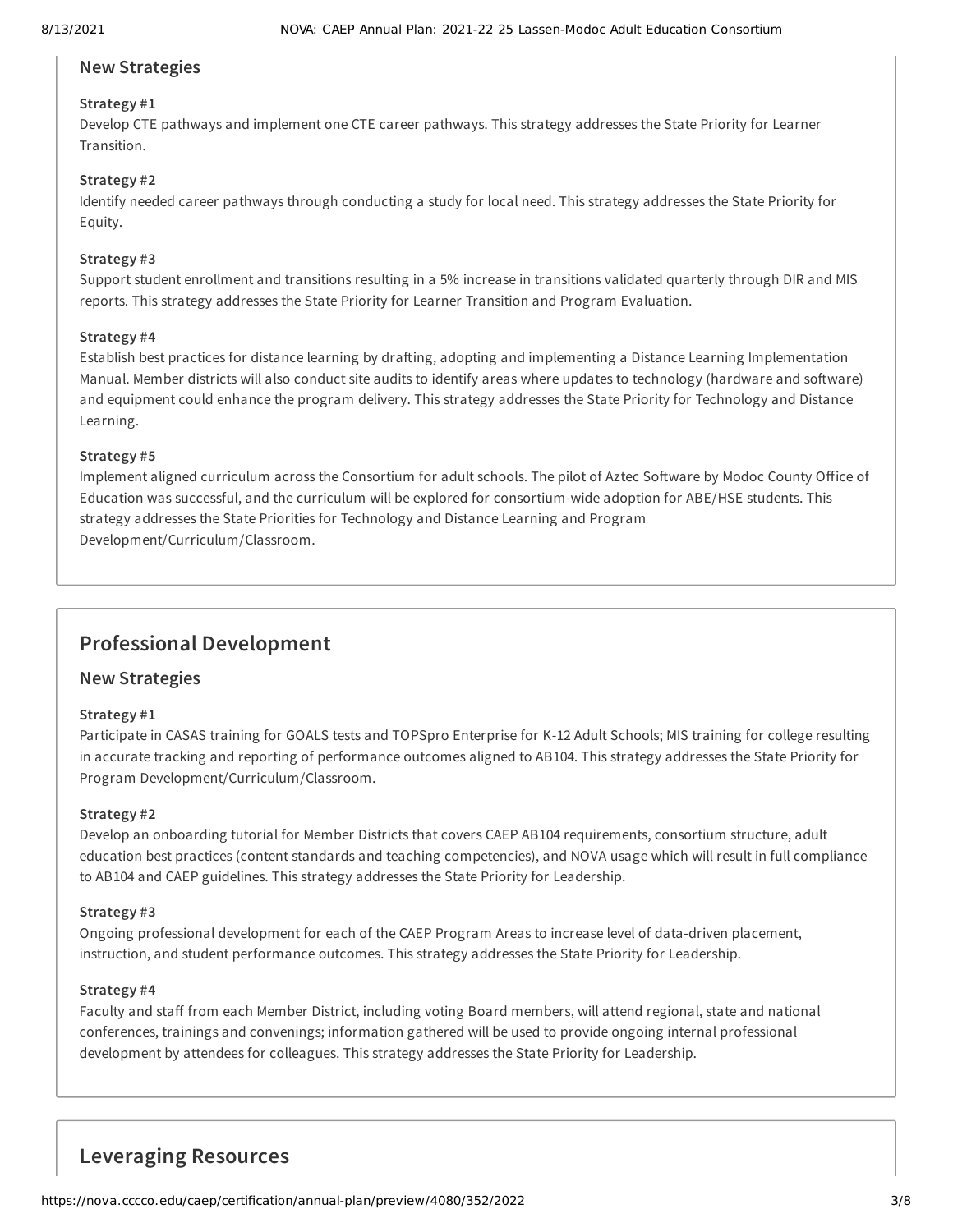### New Strategies

**Strategy #1**

Develop CTE pathways and implement one CTE career pathways. This strategy addresses the State Priority for Learner Transition.

**Strategy #2**

Identify needed career pathways through conducting a study for local need. This strategy addresses the State Priority for Equity.

**Strategy #3**

Support student enrollment and transitions resulting in a 5% increase in transitions validated quarterly through DIR and MIS reports. This strategy addresses the State Priority for Learner Transition and Program Evaluation.

**Strategy #4**

Establish best practices for distance learning by drafting, adopting and implementing a Distance Learning Implementation Manual. Member districts will also conduct site audits to identify areas where updates to technology (hardware and software) and equipment could enhance the program delivery. This strategy addresses the State Priority for Technology and Distance Learning.

**Strategy #5**

Implement aligned curriculum across the Consortium for adult schools. The pilot of Aztec Software by Modoc County Office of Education was successful, and the curriculum will be explored for consortium-wide adoption for ABE/HSE students. This strategy addresses the State Priorities for Technology and Distance Learning and Program Development/Curriculum/Classroom.

## Professional Development

### New Strategies

**Strategy #1**

Participate in CASAS training for GOALS tests and TOPSpro Enterprise for K-12 Adult Schools; MIS training for college resulting in accurate tracking and reporting of performance outcomes aligned to AB104. This strategy addresses the State Priority for Program Development/Curriculum/Classroom.

**Strategy #2**

Develop an onboarding tutorial for Member Districts that covers CAEP AB104 requirements, consortium structure, adult education best practices (content standards and teaching competencies), and NOVA usage which will result in full compliance to AB104 and CAEP guidelines. This strategy addresses the State Priority for Leadership.

**Strategy #3**

Ongoing professional development for each of the CAEP Program Areas to increase level of data-driven placement, instruction, and student performance outcomes. This strategy addresses the State Priority for Leadership.

**Strategy #4**

Faculty and staff from each Member District, including voting Board members, will attend regional, state and national conferences, trainings and convenings; information gathered will be used to provide ongoing internal professional development by attendees for colleagues. This strategy addresses the State Priority for Leadership.

## Leveraging Resources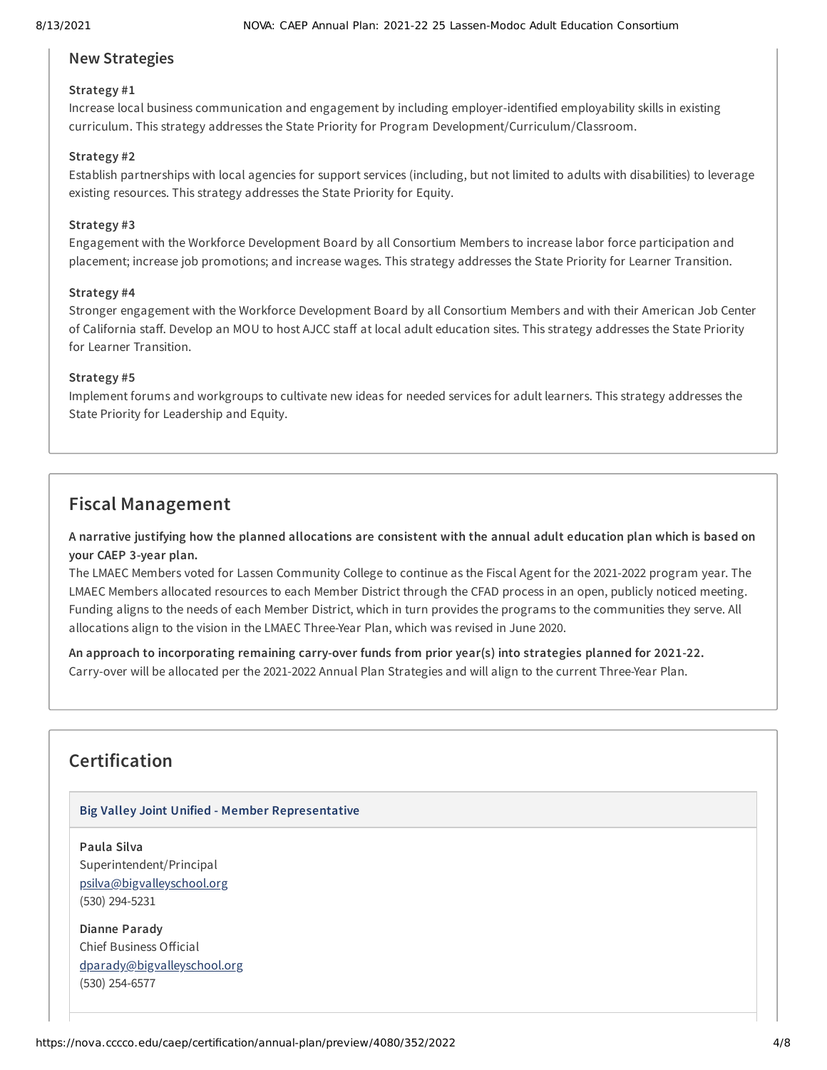### New Strategies

**Strategy #1**

Increase local business communication and engagement by including employer-identified employability skills in existing curriculum. This strategy addresses the State Priority for Program Development/Curriculum/Classroom.

**Strategy #2**

Establish partnerships with local agencies for support services (including, but not limited to adults with disabilities) to leverage existing resources. This strategy addresses the State Priority for Equity.

**Strategy #3**

Engagement with the Workforce Development Board by all Consortium Members to increase labor force participation and placement; increase job promotions; and increase wages. This strategy addresses the State Priority for Learner Transition.

**Strategy #4**

Stronger engagement with the Workforce Development Board by all Consortium Members and with their American Job Center of California staff. Develop an MOU to host AJCC staff at local adult education sites. This strategy addresses the State Priority for Learner Transition.

**Strategy #5**

Implement forums and workgroups to cultivate new ideas for needed services for adult learners. This strategy addresses the State Priority for Leadership and Equity.

## Fiscal Management

**A narrative justifying how the planned allocations are consistent with the annual adult education plan which is based on your CAEP 3-year plan.**

The LMAEC Members voted for Lassen Community College to continue as the Fiscal Agent for the 2021-2022 program year. The LMAEC Members allocated resources to each Member District through the CFAD process in an open, publicly noticed meeting. Funding aligns to the needs of each Member District, which in turn provides the programs to the communities they serve. All allocations align to the vision in the LMAEC Three-Year Plan, which was revised in June 2020.

**An approach to incorporating remaining carry-over funds from prior year(s) into strategies planned for 2021-22.**

Carry-over will be allocated per the 2021-2022 Annual Plan Strategies and will align to the current Three-Year Plan.

## Certification

**Big Valley Joint Unified - Member Representative**

**Paula Silva**
Superintendent/Principal
psilva@bigvalleyschool.org
(530) 294-5231

**Dianne Parady**
Chief Business Official
dparady@bigvalleyschool.org
(530) 254-6577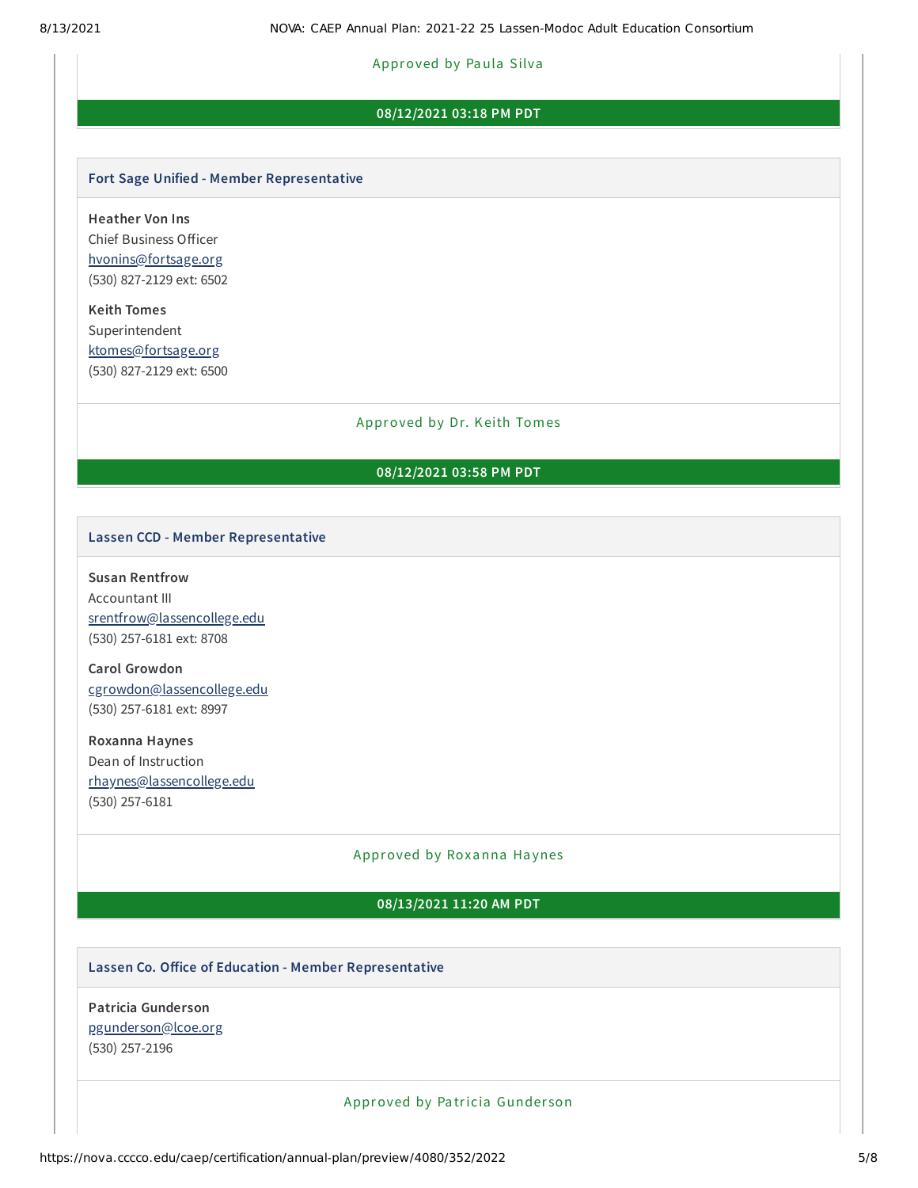Approved by Paula Silva

**08/12/2021 03:18 PM PDT**

### Fort Sage Unified - Member Representative

**Heather Von Ins**
Chief Business Officer
hvonins@fortsage.org
(530) 827-2129 ext: 6502

**Keith Tomes**
Superintendent
ktomes@fortsage.org
(530) 827-2129 ext: 6500

Approved by Dr. Keith Tomes

**08/12/2021 03:58 PM PDT**

### Lassen CCD - Member Representative

**Susan Rentfrow**
Accountant III
srentfrow@lassencollege.edu
(530) 257-6181 ext: 8708

**Carol Growdon**
cgrowdon@lassencollege.edu
(530) 257-6181 ext: 8997

**Roxanna Haynes**
Dean of Instruction
rhaynes@lassencollege.edu
(530) 257-6181

Approved by Roxanna Haynes

**08/13/2021 11:20 AM PDT**

### Lassen Co. Office of Education - Member Representative

**Patricia Gunderson**
pgunderson@lcoe.org
(530) 257-2196

Approved by Patricia Gunderson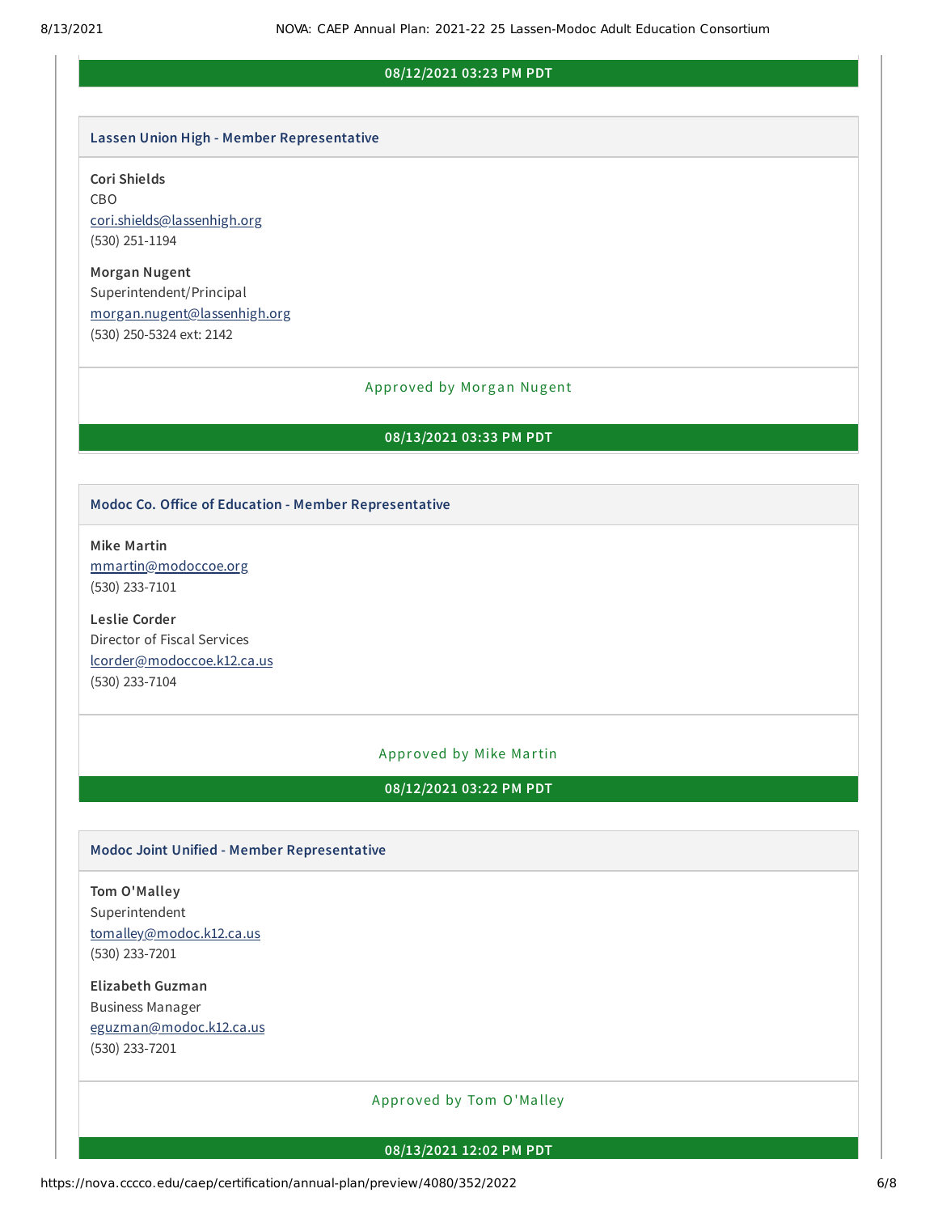**08/12/2021 03:23 PM PDT**

### Lassen Union High - Member Representative

**Cori Shields**
CBO
cori.shields@lassenhigh.org
(530) 251-1194

**Morgan Nugent**
Superintendent/Principal
morgan.nugent@lassenhigh.org
(530) 250-5324 ext: 2142

Approved by Morgan Nugent

**08/13/2021 03:33 PM PDT**

### Modoc Co. Office of Education - Member Representative

**Mike Martin**
mmartin@modoccoe.org
(530) 233-7101

**Leslie Corder**
Director of Fiscal Services
lcorder@modoccoe.k12.ca.us
(530) 233-7104

Approved by Mike Martin

**08/12/2021 03:22 PM PDT**

### Modoc Joint Unified - Member Representative

**Tom O'Malley**
Superintendent
tomalley@modoc.k12.ca.us
(530) 233-7201

**Elizabeth Guzman**
Business Manager
eguzman@modoc.k12.ca.us
(530) 233-7201

Approved by Tom O'Malley

**08/13/2021 12:02 PM PDT**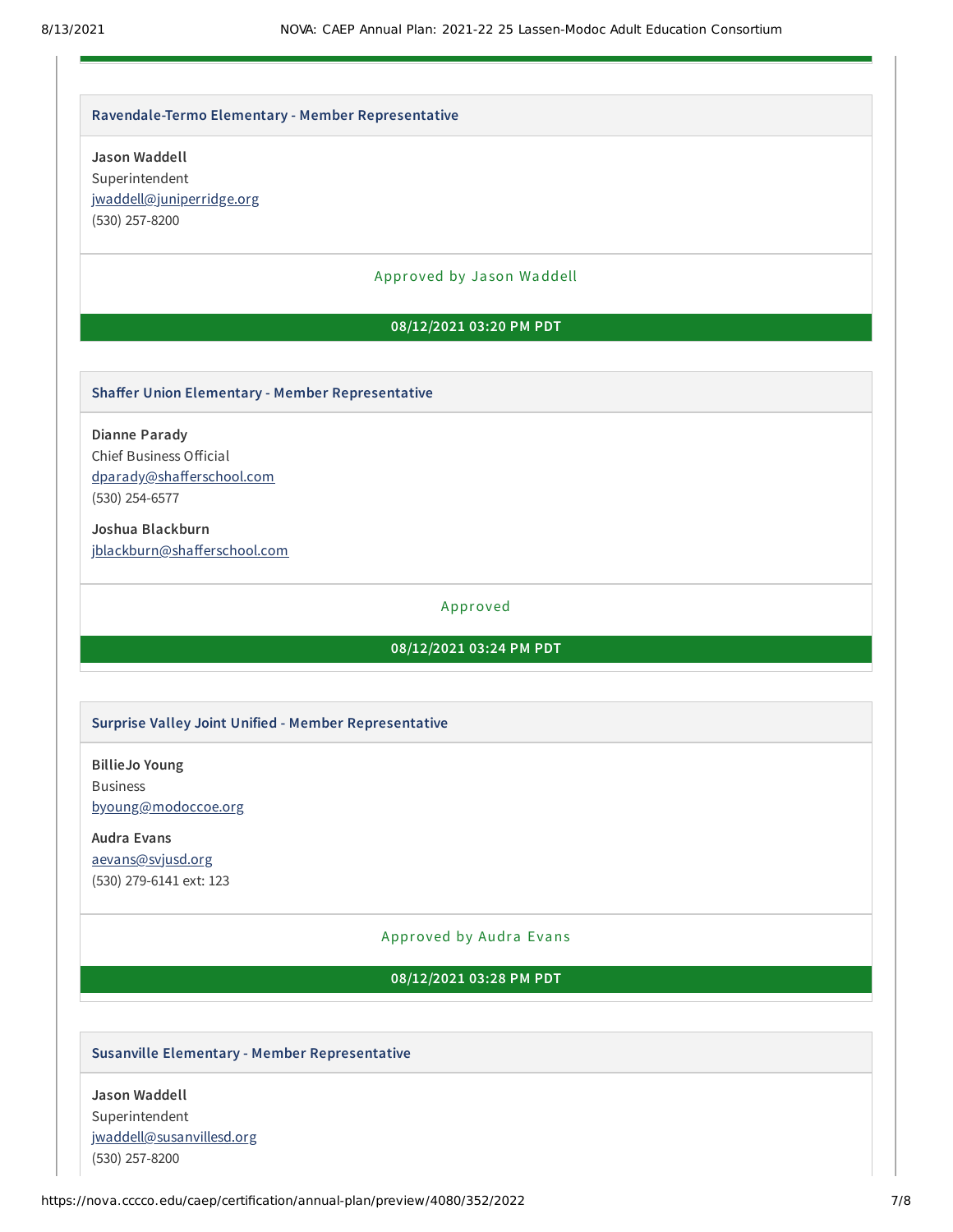### Ravendale-Termo Elementary - Member Representative

**Jason Waddell**
Superintendent
jwaddell@juniperridge.org
(530) 257-8200

Approved by Jason Waddell

**08/12/2021 03:20 PM PDT**

### Shaffer Union Elementary - Member Representative

**Dianne Parady**
Chief Business Official
dparady@shafferschool.com
(530) 254-6577

**Joshua Blackburn**
jblackburn@shafferschool.com

Approved

**08/12/2021 03:24 PM PDT**

### Surprise Valley Joint Unified - Member Representative

**BillieJo Young**
Business
byoung@modoccoe.org

**Audra Evans**
aevans@svjusd.org
(530) 279-6141 ext: 123

Approved by Audra Evans

**08/12/2021 03:28 PM PDT**

### Susanville Elementary - Member Representative

**Jason Waddell**
Superintendent
jwaddell@susanvillesd.org
(530) 257-8200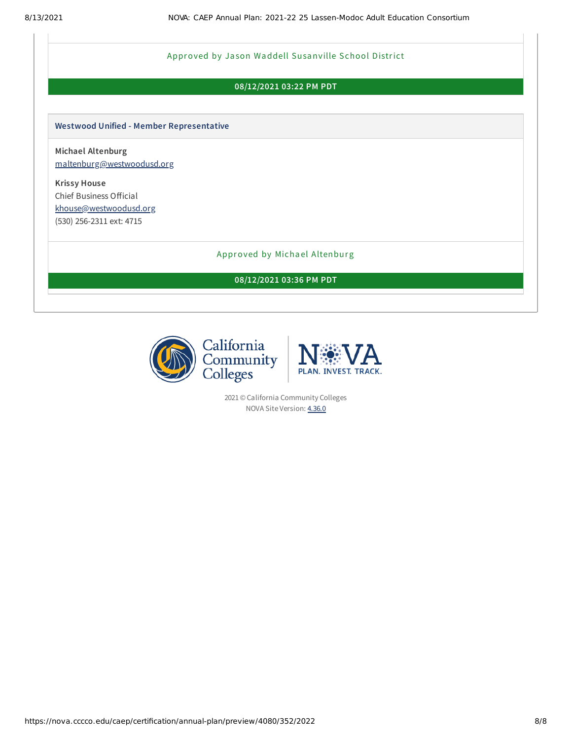Approved by Jason Waddell Susanville School District

**08/12/2021 03:22 PM PDT**

### Westwood Unified - Member Representative

**Michael Altenburg**
maltenburg@westwoodusd.org

**Krissy House**
Chief Business Official
khouse@westwoodusd.org
(530) 256-2311 ext: 4715

Approved by Michael Altenburg

**08/12/2021 03:36 PM PDT**

2021 © California Community Colleges
NOVA Site Version: 4.36.0